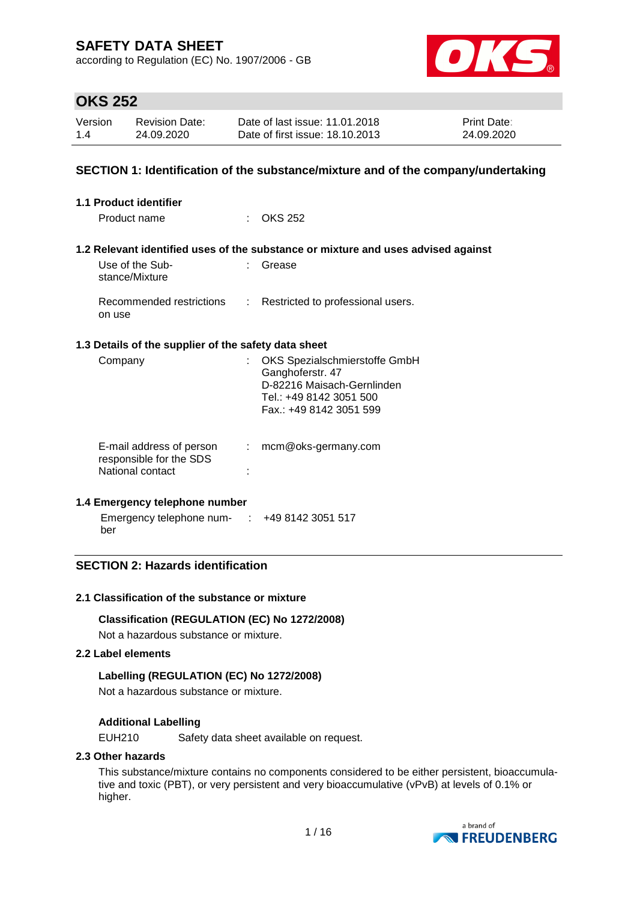# SAFETY DATA SHEET

according to Regulation (EC) No. 1907/2006 - GB

## OKS 252

| Version | Revision Date: | Date of last issue: 11.01.2018 | Print Date: |
|---|---|---|---|
| 1.4 | 24.09.2020 | Date of first issue: 18.10.2013 | 24.09.2020 |

## SECTION 1: Identification of the substance/mixture and of the company/undertaking

### 1.1 Product identifier

Product name : OKS 252

### 1.2 Relevant identified uses of the substance or mixture and uses advised against

Use of the Substance/Mixture : Grease

Recommended restrictions on use : Restricted to professional users.

### 1.3 Details of the supplier of the safety data sheet

Company : OKS Spezialschmierstoffe GmbH
Ganghoferstr. 47
D-82216 Maisach-Gernlinden
Tel.: +49 8142 3051 500
Fax.: +49 8142 3051 599

E-mail address of person responsible for the SDS : mcm@oks-germany.com

National contact :

### 1.4 Emergency telephone number

Emergency telephone number : +49 8142 3051 517

## SECTION 2: Hazards identification

### 2.1 Classification of the substance or mixture

**Classification (REGULATION (EC) No 1272/2008)**

Not a hazardous substance or mixture.

### 2.2 Label elements

**Labelling (REGULATION (EC) No 1272/2008)**

Not a hazardous substance or mixture.

**Additional Labelling**

EUH210 Safety data sheet available on request.

### 2.3 Other hazards

This substance/mixture contains no components considered to be either persistent, bioaccumulative and toxic (PBT), or very persistent and very bioaccumulative (vPvB) at levels of 0.1% or higher.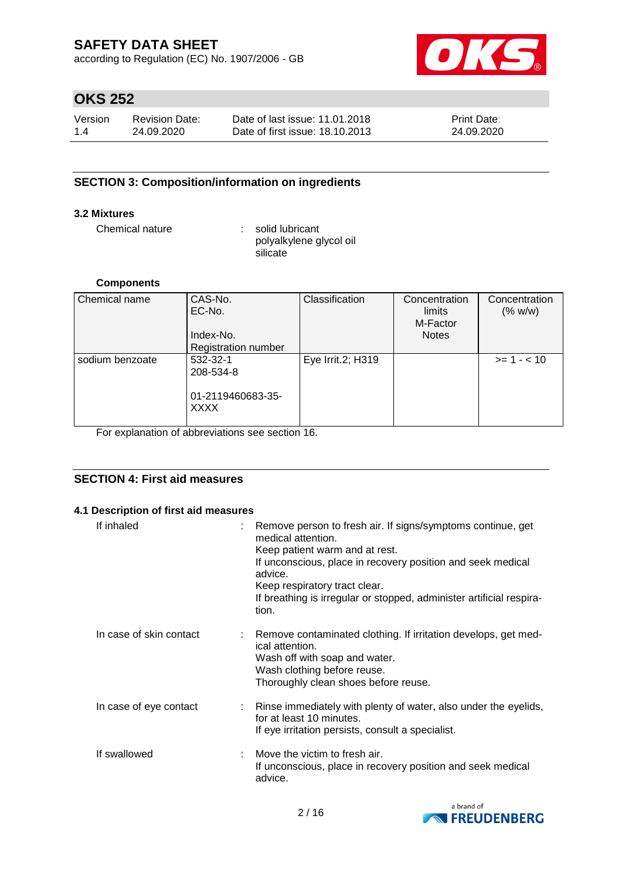## SECTION 3: Composition/information on ingredients

### 3.2 Mixtures

Chemical nature : solid lubricant
polyalkylene glycol oil
silicate

**Components**

| Chemical name | CAS-No.<br>EC-No.<br><br>Index-No.<br>Registration number | Classification | Concentration limits<br>M-Factor<br>Notes | Concentration (% w/w) |
|---|---|---|---|---|
| sodium benzoate | 532-32-1<br>208-534-8<br><br>01-2119460683-35-XXXX | Eye Irrit.2; H319 | | >= 1 - < 10 |

For explanation of abbreviations see section 16.

## SECTION 4: First aid measures

### 4.1 Description of first aid measures

If inhaled : Remove person to fresh air. If signs/symptoms continue, get medical attention.
Keep patient warm and at rest.
If unconscious, place in recovery position and seek medical advice.
Keep respiratory tract clear.
If breathing is irregular or stopped, administer artificial respiration.

In case of skin contact : Remove contaminated clothing. If irritation develops, get medical attention.
Wash off with soap and water.
Wash clothing before reuse.
Thoroughly clean shoes before reuse.

In case of eye contact : Rinse immediately with plenty of water, also under the eyelids, for at least 10 minutes.
If eye irritation persists, consult a specialist.

If swallowed : Move the victim to fresh air.
If unconscious, place in recovery position and seek medical advice.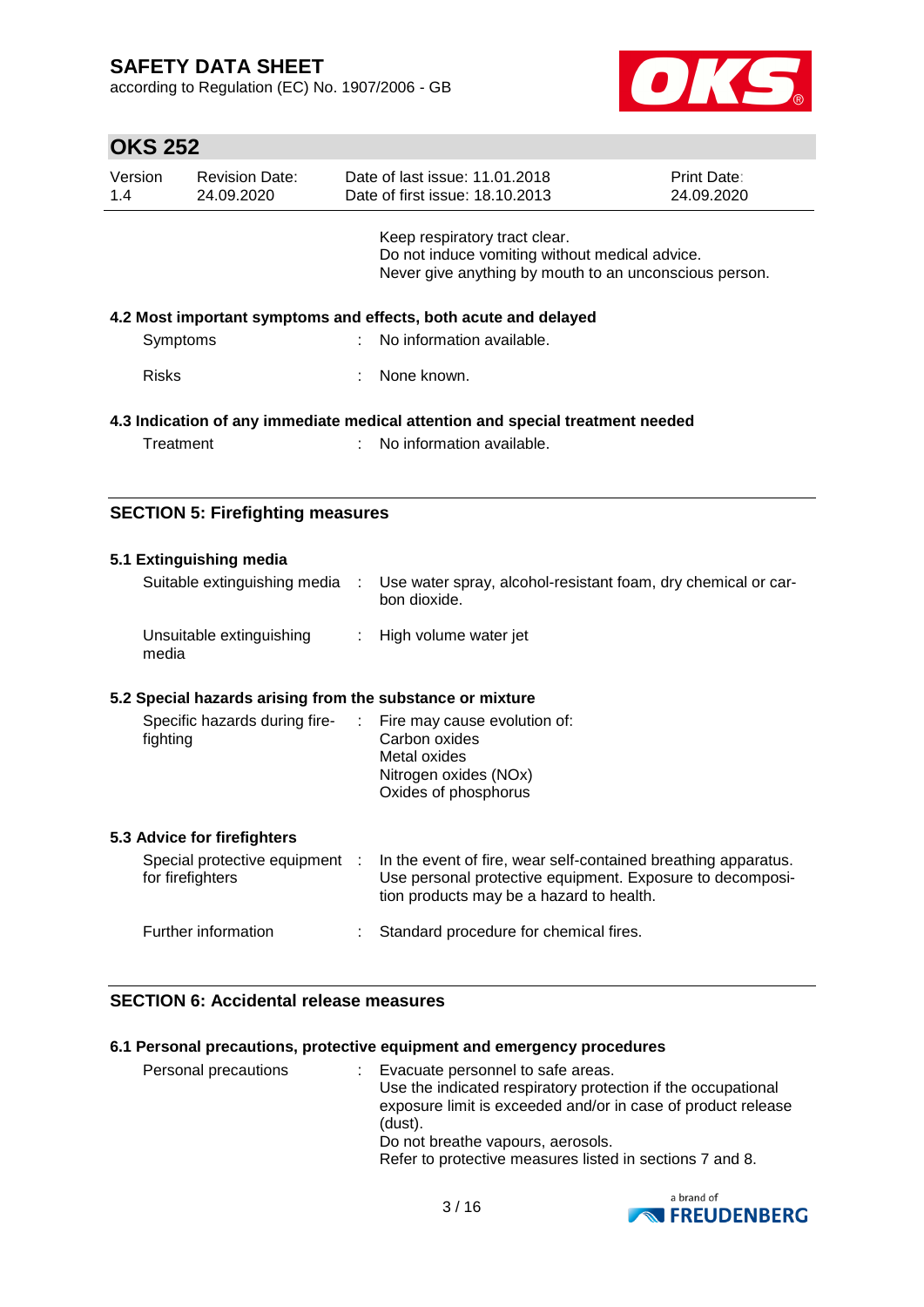Keep respiratory tract clear.
Do not induce vomiting without medical advice.
Never give anything by mouth to an unconscious person.

### 4.2 Most important symptoms and effects, both acute and delayed

| | | |
|---|---|---|
| Symptoms | : | No information available. |
| Risks | : | None known. |

### 4.3 Indication of any immediate medical attention and special treatment needed

| | | |
|---|---|---|
| Treatment | : | No information available. |

## SECTION 5: Firefighting measures

### 5.1 Extinguishing media

| | | |
|---|---|---|
| Suitable extinguishing media | : | Use water spray, alcohol-resistant foam, dry chemical or carbon dioxide. |
| Unsuitable extinguishing media | : | High volume water jet |

### 5.2 Special hazards arising from the substance or mixture

| | | |
|---|---|---|
| Specific hazards during fire-fighting | : | Fire may cause evolution of:<br>Carbon oxides<br>Metal oxides<br>Nitrogen oxides (NOx)<br>Oxides of phosphorus |

### 5.3 Advice for firefighters

| | | |
|---|---|---|
| Special protective equipment for firefighters | : | In the event of fire, wear self-contained breathing apparatus. Use personal protective equipment. Exposure to decomposition products may be a hazard to health. |
| Further information | : | Standard procedure for chemical fires. |

## SECTION 6: Accidental release measures

### 6.1 Personal precautions, protective equipment and emergency procedures

| | | |
|---|---|---|
| Personal precautions | : | Evacuate personnel to safe areas.<br>Use the indicated respiratory protection if the occupational exposure limit is exceeded and/or in case of product release (dust).<br>Do not breathe vapours, aerosols.<br>Refer to protective measures listed in sections 7 and 8. |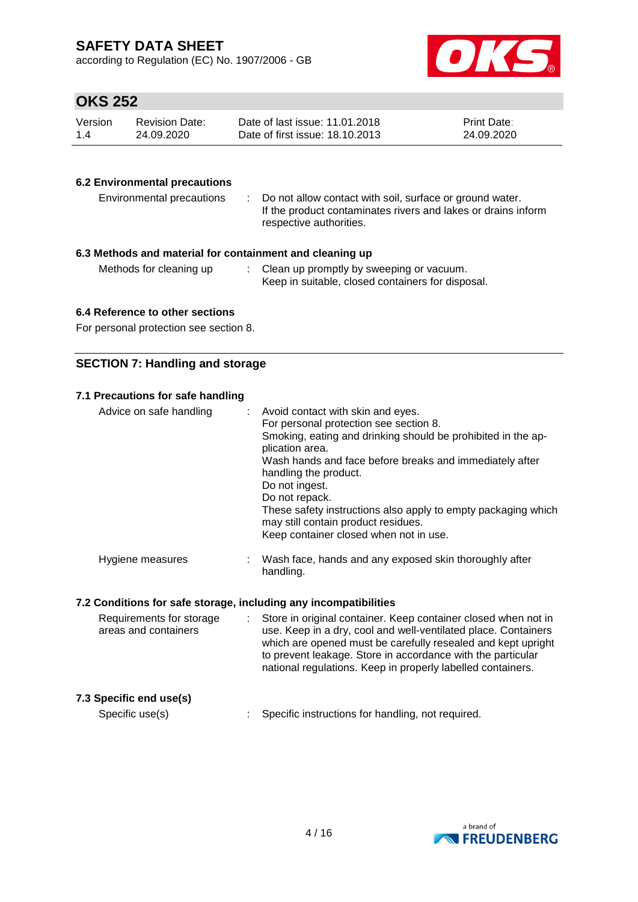### 6.2 Environmental precautions

Environmental precautions : Do not allow contact with soil, surface or ground water. If the product contaminates rivers and lakes or drains inform respective authorities.

### 6.3 Methods and material for containment and cleaning up

Methods for cleaning up : Clean up promptly by sweeping or vacuum. Keep in suitable, closed containers for disposal.

### 6.4 Reference to other sections

For personal protection see section 8.

## SECTION 7: Handling and storage

### 7.1 Precautions for safe handling

Advice on safe handling : Avoid contact with skin and eyes.
For personal protection see section 8.
Smoking, eating and drinking should be prohibited in the application area.
Wash hands and face before breaks and immediately after handling the product.
Do not ingest.
Do not repack.
These safety instructions also apply to empty packaging which may still contain product residues.
Keep container closed when not in use.

Hygiene measures : Wash face, hands and any exposed skin thoroughly after handling.

### 7.2 Conditions for safe storage, including any incompatibilities

Requirements for storage areas and containers : Store in original container. Keep container closed when not in use. Keep in a dry, cool and well-ventilated place. Containers which are opened must be carefully resealed and kept upright to prevent leakage. Store in accordance with the particular national regulations. Keep in properly labelled containers.

### 7.3 Specific end use(s)

Specific use(s) : Specific instructions for handling, not required.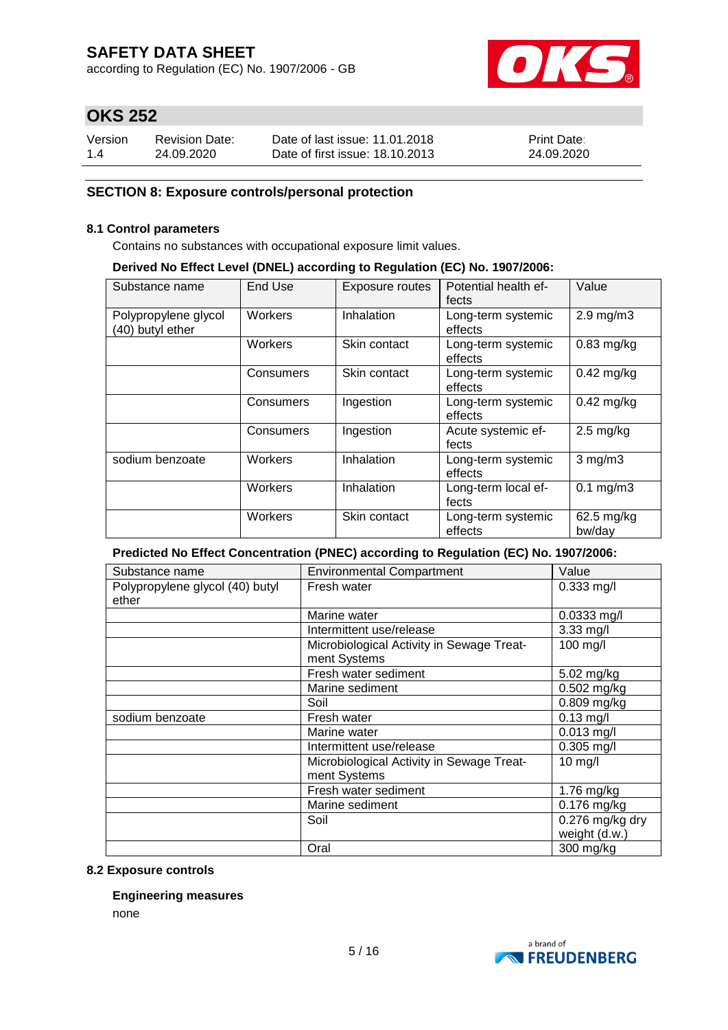## SECTION 8: Exposure controls/personal protection

### 8.1 Control parameters

Contains no substances with occupational exposure limit values.

**Derived No Effect Level (DNEL) according to Regulation (EC) No. 1907/2006:**

| Substance name | End Use | Exposure routes | Potential health effects | Value |
|---|---|---|---|---|
| Polypropylene glycol (40) butyl ether | Workers | Inhalation | Long-term systemic effects | 2.9 mg/m3 |
| | Workers | Skin contact | Long-term systemic effects | 0.83 mg/kg |
| | Consumers | Skin contact | Long-term systemic effects | 0.42 mg/kg |
| | Consumers | Ingestion | Long-term systemic effects | 0.42 mg/kg |
| | Consumers | Ingestion | Acute systemic effects | 2.5 mg/kg |
| sodium benzoate | Workers | Inhalation | Long-term systemic effects | 3 mg/m3 |
| | Workers | Inhalation | Long-term local effects | 0.1 mg/m3 |
| | Workers | Skin contact | Long-term systemic effects | 62.5 mg/kg bw/day |

**Predicted No Effect Concentration (PNEC) according to Regulation (EC) No. 1907/2006:**

| Substance name | Environmental Compartment | Value |
|---|---|---|
| Polypropylene glycol (40) butyl ether | Fresh water | 0.333 mg/l |
| | Marine water | 0.0333 mg/l |
| | Intermittent use/release | 3.33 mg/l |
| | Microbiological Activity in Sewage Treatment Systems | 100 mg/l |
| | Fresh water sediment | 5.02 mg/kg |
| | Marine sediment | 0.502 mg/kg |
| | Soil | 0.809 mg/kg |
| sodium benzoate | Fresh water | 0.13 mg/l |
| | Marine water | 0.013 mg/l |
| | Intermittent use/release | 0.305 mg/l |
| | Microbiological Activity in Sewage Treatment Systems | 10 mg/l |
| | Fresh water sediment | 1.76 mg/kg |
| | Marine sediment | 0.176 mg/kg |
| | Soil | 0.276 mg/kg dry weight (d.w.) |
| | Oral | 300 mg/kg |

### 8.2 Exposure controls

**Engineering measures**

none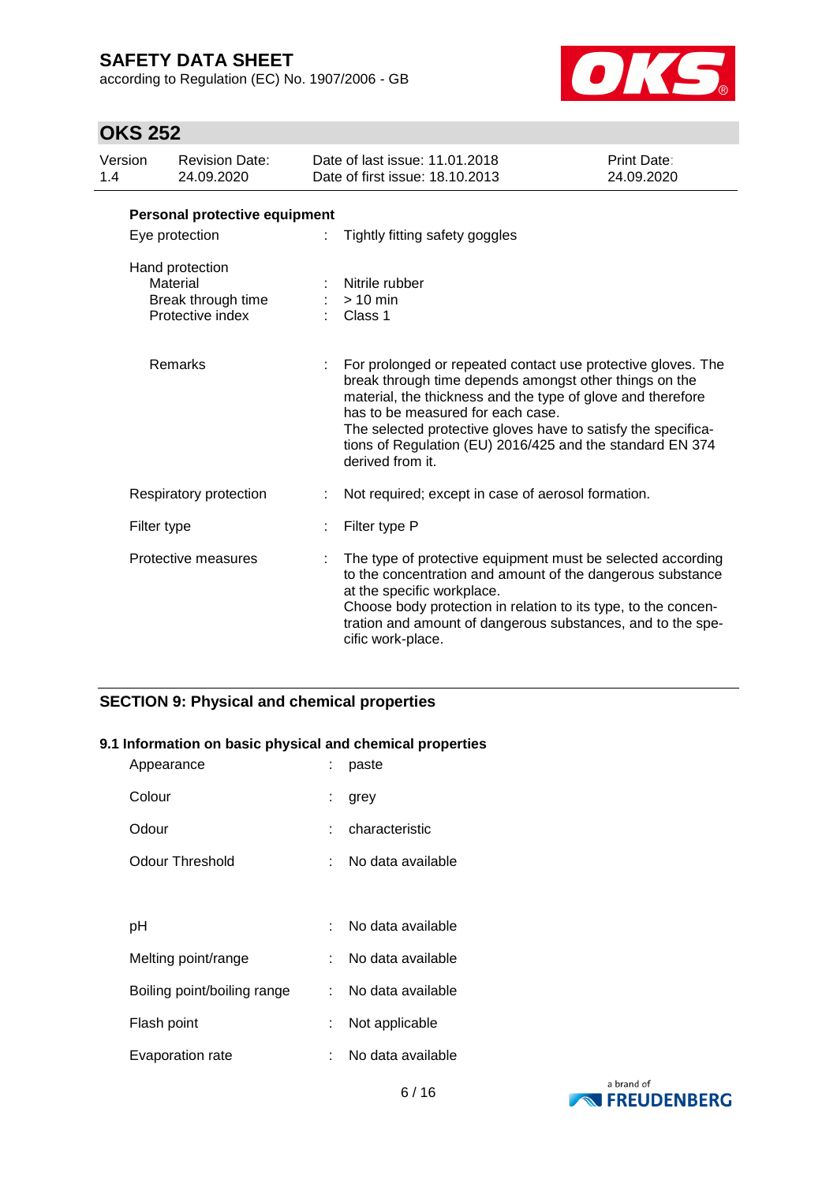**Personal protective equipment**

| | | |
|---|---|---|
| Eye protection | : | Tightly fitting safety goggles |
| Hand protection | | |
| Material | : | Nitrile rubber |
| Break through time | : | > 10 min |
| Protective index | : | Class 1 |
| Remarks | : | For prolonged or repeated contact use protective gloves. The break through time depends amongst other things on the material, the thickness and the type of glove and therefore has to be measured for each case. The selected protective gloves have to satisfy the specifications of Regulation (EU) 2016/425 and the standard EN 374 derived from it. |
| Respiratory protection | : | Not required; except in case of aerosol formation. |
| Filter type | : | Filter type P |
| Protective measures | : | The type of protective equipment must be selected according to the concentration and amount of the dangerous substance at the specific workplace. Choose body protection in relation to its type, to the concentration and amount of dangerous substances, and to the specific work-place. |

## SECTION 9: Physical and chemical properties

### 9.1 Information on basic physical and chemical properties

| | | |
|---|---|---|
| Appearance | : | paste |
| Colour | : | grey |
| Odour | : | characteristic |
| Odour Threshold | : | No data available |
| pH | : | No data available |
| Melting point/range | : | No data available |
| Boiling point/boiling range | : | No data available |
| Flash point | : | Not applicable |
| Evaporation rate | : | No data available |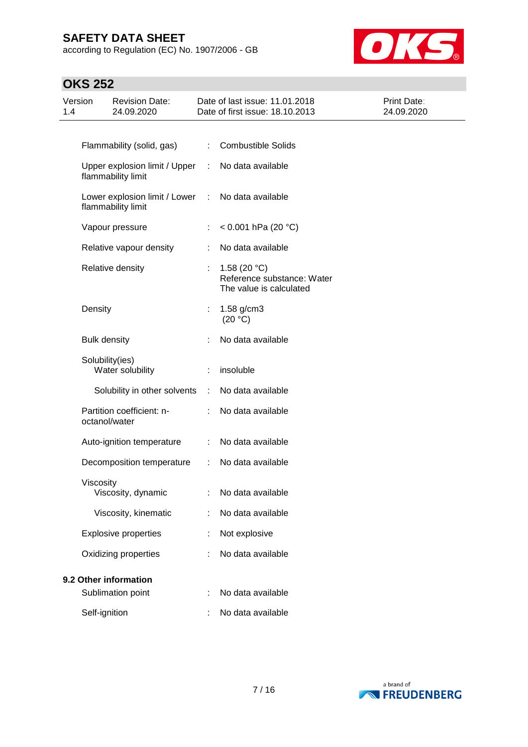| | | |
|---|---|---|
| Flammability (solid, gas) | : | Combustible Solids |
| Upper explosion limit / Upper flammability limit | : | No data available |
| Lower explosion limit / Lower flammability limit | : | No data available |
| Vapour pressure | : | < 0.001 hPa (20 °C) |
| Relative vapour density | : | No data available |
| Relative density | : | 1.58 (20 °C)<br>Reference substance: Water<br>The value is calculated |
| Density | : | 1.58 g/cm3<br>(20 °C) |
| Bulk density | : | No data available |
| Solubility(ies)<br>Water solubility | : | insoluble |
| Solubility in other solvents | : | No data available |
| Partition coefficient: n-octanol/water | : | No data available |
| Auto-ignition temperature | : | No data available |
| Decomposition temperature | : | No data available |
| Viscosity<br>Viscosity, dynamic | : | No data available |
| Viscosity, kinematic | : | No data available |
| Explosive properties | : | Not explosive |
| Oxidizing properties | : | No data available |

**9.2 Other information**

| | | |
|---|---|---|
| Sublimation point | : | No data available |
| Self-ignition | : | No data available |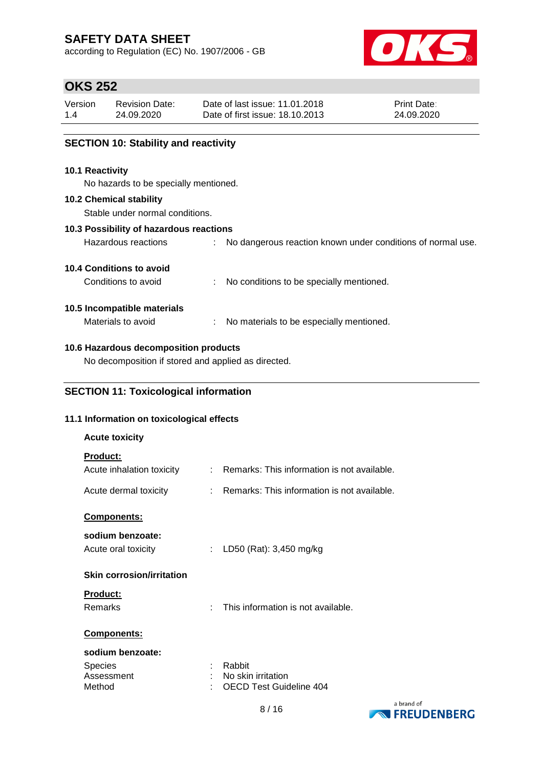## SECTION 10: Stability and reactivity

### 10.1 Reactivity

No hazards to be specially mentioned.

### 10.2 Chemical stability

Stable under normal conditions.

### 10.3 Possibility of hazardous reactions

Hazardous reactions : No dangerous reaction known under conditions of normal use.

### 10.4 Conditions to avoid

Conditions to avoid : No conditions to be specially mentioned.

### 10.5 Incompatible materials

Materials to avoid : No materials to be especially mentioned.

### 10.6 Hazardous decomposition products

No decomposition if stored and applied as directed.

## SECTION 11: Toxicological information

### 11.1 Information on toxicological effects

**Acute toxicity**

**Product:**

Acute inhalation toxicity : Remarks: This information is not available.

Acute dermal toxicity : Remarks: This information is not available.

**Components:**

**sodium benzoate:**

Acute oral toxicity : LD50 (Rat): 3,450 mg/kg

**Skin corrosion/irritation**

**Product:**

Remarks : This information is not available.

**Components:**

**sodium benzoate:**

Species : Rabbit
Assessment : No skin irritation
Method : OECD Test Guideline 404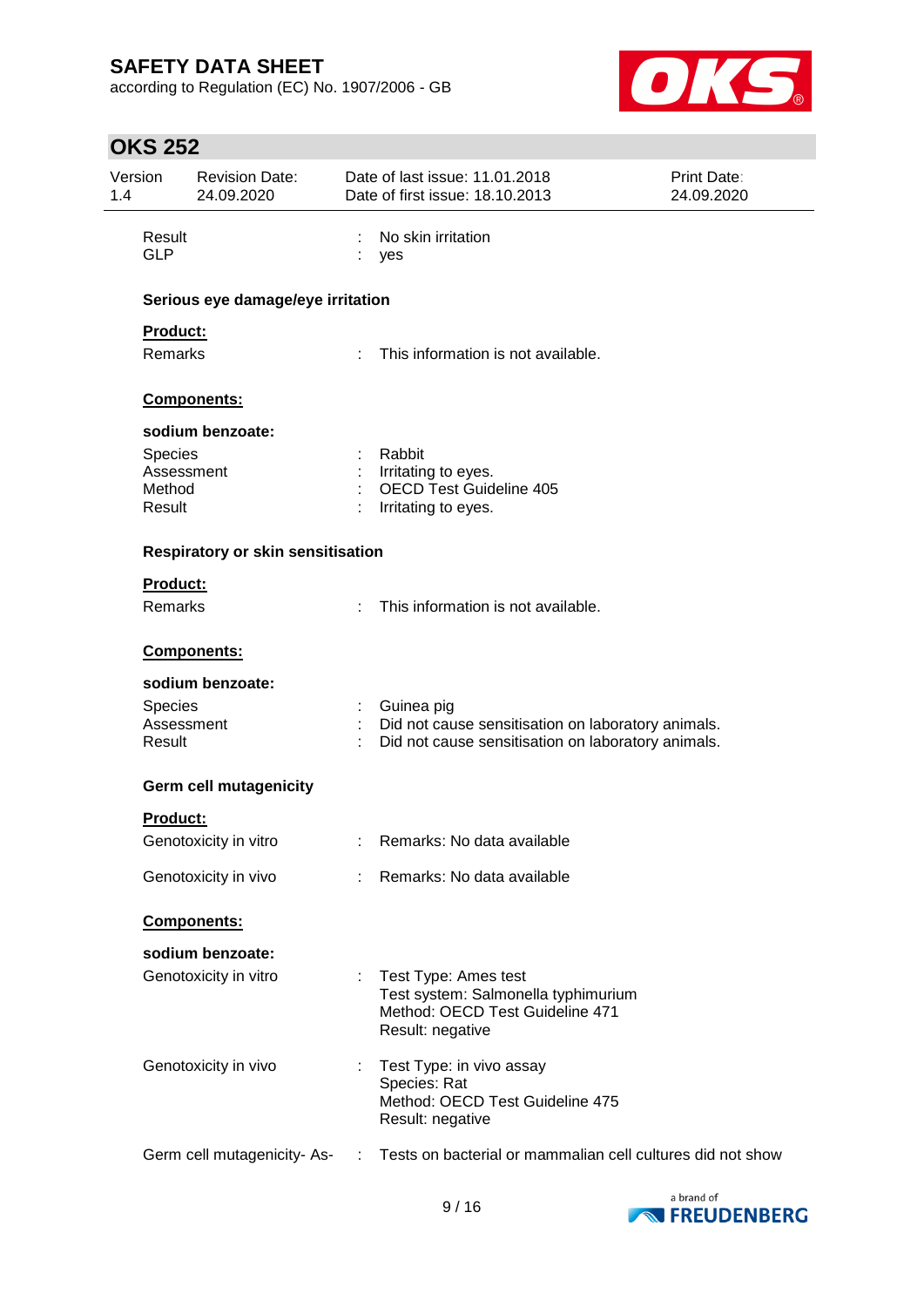| | | |
|---|---|---|
| Result | : | No skin irritation |
| GLP | : | yes |

**Serious eye damage/eye irritation**

**Product:**

| | | |
|---|---|---|
| Remarks | : | This information is not available. |

**Components:**

**sodium benzoate:**

| | | |
|---|---|---|
| Species | : | Rabbit |
| Assessment | : | Irritating to eyes. |
| Method | : | OECD Test Guideline 405 |
| Result | : | Irritating to eyes. |

**Respiratory or skin sensitisation**

**Product:**

| | | |
|---|---|---|
| Remarks | : | This information is not available. |

**Components:**

**sodium benzoate:**

| | | |
|---|---|---|
| Species | : | Guinea pig |
| Assessment | : | Did not cause sensitisation on laboratory animals. |
| Result | : | Did not cause sensitisation on laboratory animals. |

**Germ cell mutagenicity**

**Product:**

| | | |
|---|---|---|
| Genotoxicity in vitro | : | Remarks: No data available |
| Genotoxicity in vivo | : | Remarks: No data available |

**Components:**

**sodium benzoate:**

| | | |
|---|---|---|
| Genotoxicity in vitro | : | Test Type: Ames test<br>Test system: Salmonella typhimurium<br>Method: OECD Test Guideline 471<br>Result: negative |
| Genotoxicity in vivo | : | Test Type: in vivo assay<br>Species: Rat<br>Method: OECD Test Guideline 475<br>Result: negative |
| Germ cell mutagenicity- As- | : | Tests on bacterial or mammalian cell cultures did not show |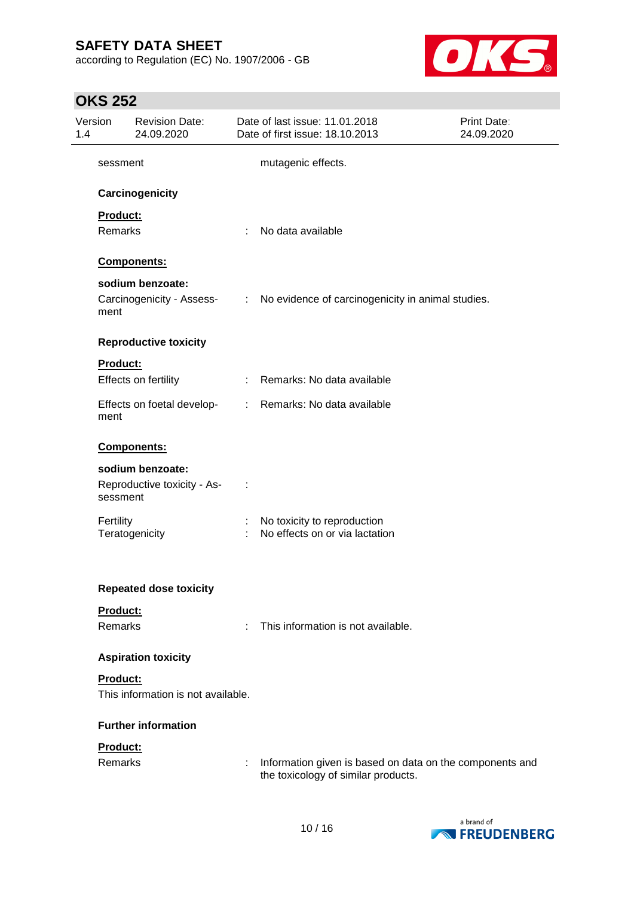sessment : mutagenic effects.

**Carcinogenicity**

**Product:**

Remarks : No data available

**Components:**

**sodium benzoate:**

Carcinogenicity - Assessment : No evidence of carcinogenicity in animal studies.

**Reproductive toxicity**

**Product:**

Effects on fertility : Remarks: No data available

Effects on foetal development : Remarks: No data available

**Components:**

**sodium benzoate:**

Reproductive toxicity - Assessment :

Fertility : No toxicity to reproduction
Teratogenicity : No effects on or via lactation

**Repeated dose toxicity**

**Product:**

Remarks : This information is not available.

**Aspiration toxicity**

**Product:**

This information is not available.

**Further information**

**Product:**

Remarks : Information given is based on data on the components and the toxicology of similar products.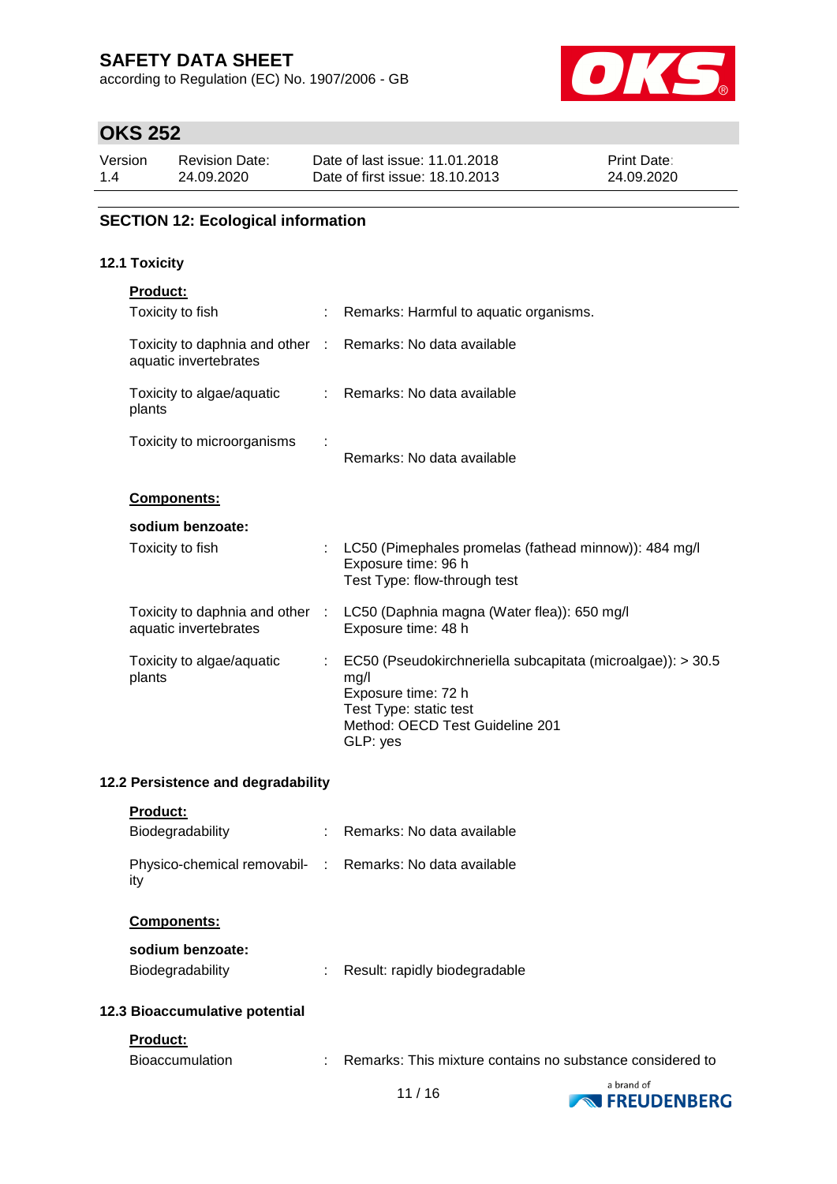## SECTION 12: Ecological information

### 12.1 Toxicity

**Product:**

| | | |
|---|---|---|
| Toxicity to fish | : | Remarks: Harmful to aquatic organisms. |
| Toxicity to daphnia and other aquatic invertebrates | : | Remarks: No data available |
| Toxicity to algae/aquatic plants | : | Remarks: No data available |
| Toxicity to microorganisms | : | Remarks: No data available |

**Components:**

**sodium benzoate:**

| | | |
|---|---|---|
| Toxicity to fish | : | LC50 (Pimephales promelas (fathead minnow)): 484 mg/l<br>Exposure time: 96 h<br>Test Type: flow-through test |
| Toxicity to daphnia and other aquatic invertebrates | : | LC50 (Daphnia magna (Water flea)): 650 mg/l<br>Exposure time: 48 h |
| Toxicity to algae/aquatic plants | : | EC50 (Pseudokirchneriella subcapitata (microalgae)): > 30.5 mg/l<br>Exposure time: 72 h<br>Test Type: static test<br>Method: OECD Test Guideline 201<br>GLP: yes |

### 12.2 Persistence and degradability

**Product:**

| | | |
|---|---|---|
| Biodegradability | : | Remarks: No data available |
| Physico-chemical removability | : | Remarks: No data available |

**Components:**

**sodium benzoate:**

| | | |
|---|---|---|
| Biodegradability | : | Result: rapidly biodegradable |

### 12.3 Bioaccumulative potential

**Product:**

| | | |
|---|---|---|
| Bioaccumulation | : | Remarks: This mixture contains no substance considered to |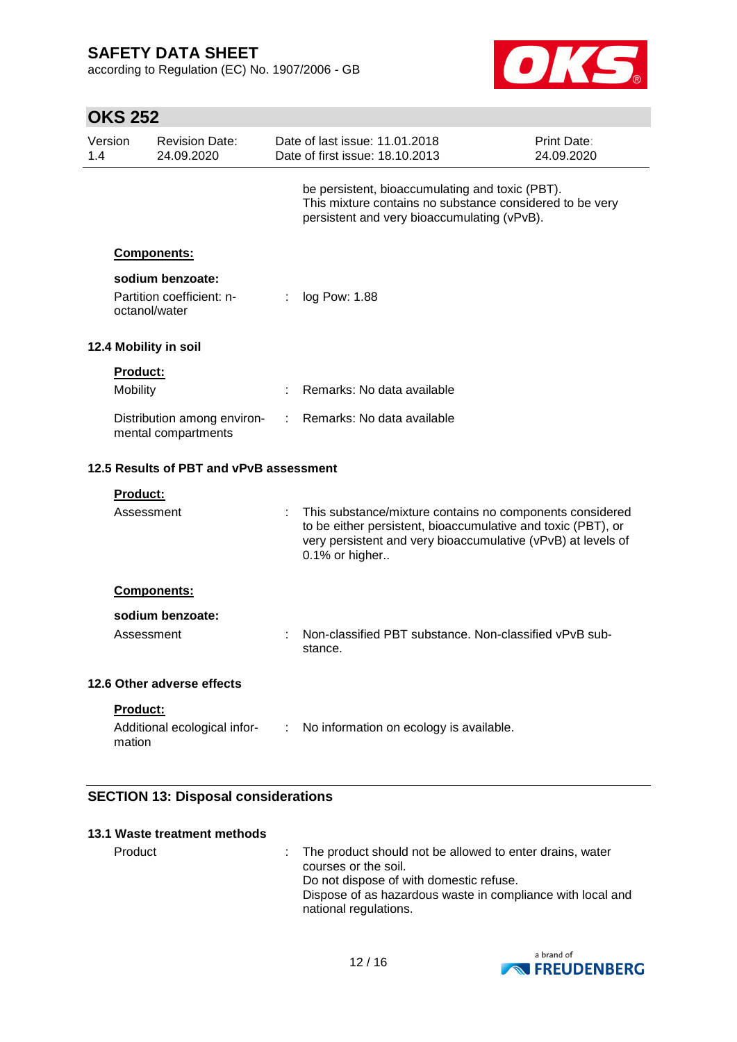be persistent, bioaccumulating and toxic (PBT).
This mixture contains no substance considered to be very persistent and very bioaccumulating (vPvB).

**Components:**

**sodium benzoate:**

| | | |
|---|---|---|
| Partition coefficient: n-octanol/water | : | log Pow: 1.88 |

### 12.4 Mobility in soil

**Product:**

| | | |
|---|---|---|
| Mobility | : | Remarks: No data available |
| Distribution among environmental compartments | : | Remarks: No data available |

### 12.5 Results of PBT and vPvB assessment

**Product:**

| | | |
|---|---|---|
| Assessment | : | This substance/mixture contains no components considered to be either persistent, bioaccumulative and toxic (PBT), or very persistent and very bioaccumulative (vPvB) at levels of 0.1% or higher.. |

**Components:**

**sodium benzoate:**

| | | |
|---|---|---|
| Assessment | : | Non-classified PBT substance. Non-classified vPvB substance. |

### 12.6 Other adverse effects

**Product:**

| | | |
|---|---|---|
| Additional ecological information | : | No information on ecology is available. |

## SECTION 13: Disposal considerations

### 13.1 Waste treatment methods

| | | |
|---|---|---|
| Product | : | The product should not be allowed to enter drains, water courses or the soil.<br>Do not dispose of with domestic refuse.<br>Dispose of as hazardous waste in compliance with local and national regulations. |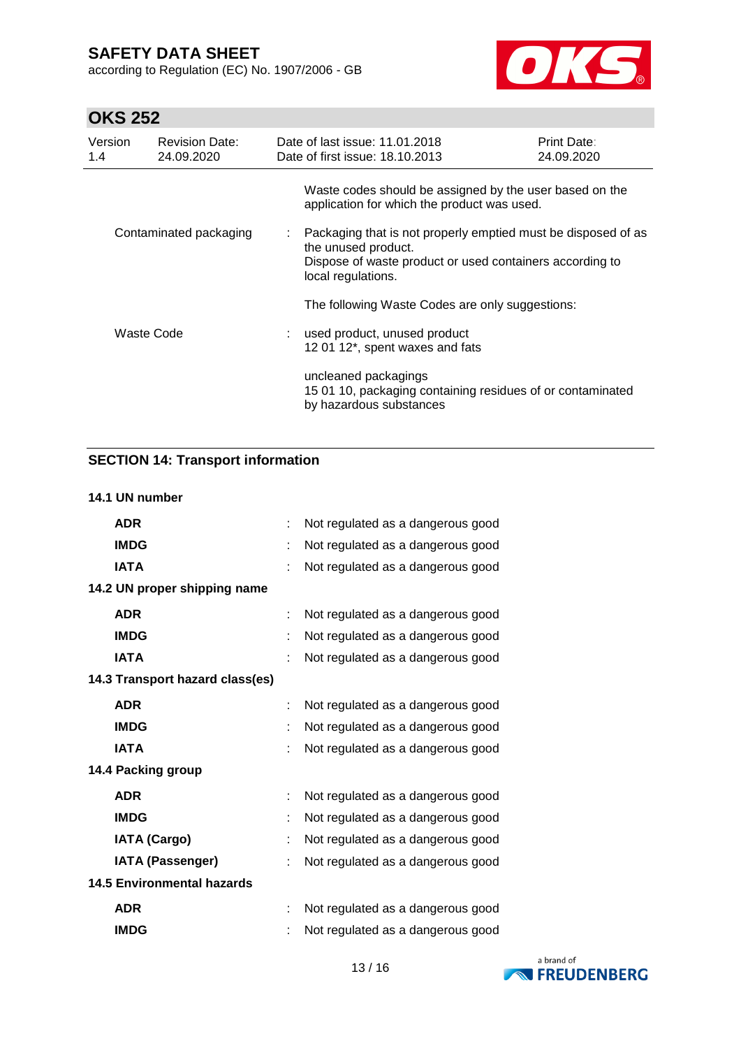Waste codes should be assigned by the user based on the application for which the product was used.

| | | |
|---|---|---|
| Contaminated packaging | : | Packaging that is not properly emptied must be disposed of as the unused product.<br>Dispose of waste product or used containers according to local regulations. |
| | | The following Waste Codes are only suggestions: |
| Waste Code | : | used product, unused product<br>12 01 12*, spent waxes and fats |
| | | uncleaned packagings<br>15 01 10, packaging containing residues of or contaminated by hazardous substances |

## SECTION 14: Transport information

**14.1 UN number**

| | | |
|---|---|---|
| **ADR** | : | Not regulated as a dangerous good |
| **IMDG** | : | Not regulated as a dangerous good |
| **IATA** | : | Not regulated as a dangerous good |

**14.2 UN proper shipping name**

| | | |
|---|---|---|
| **ADR** | : | Not regulated as a dangerous good |
| **IMDG** | : | Not regulated as a dangerous good |
| **IATA** | : | Not regulated as a dangerous good |

**14.3 Transport hazard class(es)**

| | | |
|---|---|---|
| **ADR** | : | Not regulated as a dangerous good |
| **IMDG** | : | Not regulated as a dangerous good |
| **IATA** | : | Not regulated as a dangerous good |

**14.4 Packing group**

| | | |
|---|---|---|
| **ADR** | : | Not regulated as a dangerous good |
| **IMDG** | : | Not regulated as a dangerous good |
| **IATA (Cargo)** | : | Not regulated as a dangerous good |
| **IATA (Passenger)** | : | Not regulated as a dangerous good |

**14.5 Environmental hazards**

| | | |
|---|---|---|
| **ADR** | : | Not regulated as a dangerous good |
| **IMDG** | : | Not regulated as a dangerous good |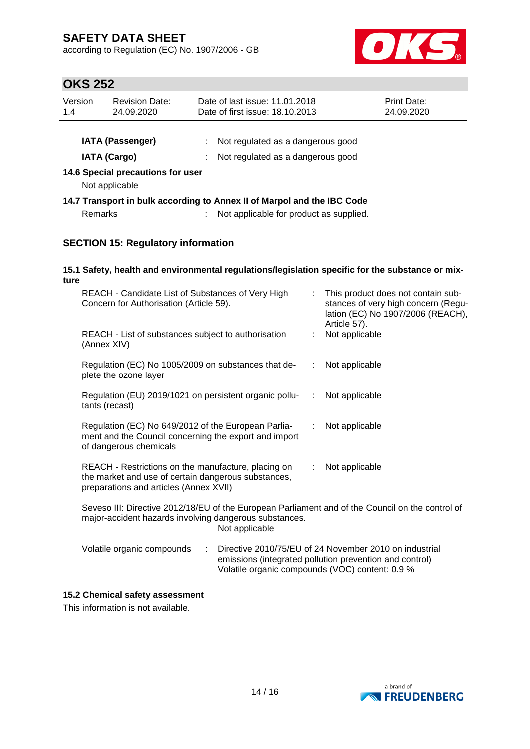**IATA (Passenger)** : Not regulated as a dangerous good

**IATA (Cargo)** : Not regulated as a dangerous good

**14.6 Special precautions for user**

Not applicable

**14.7 Transport in bulk according to Annex II of Marpol and the IBC Code**

Remarks : Not applicable for product as supplied.

## SECTION 15: Regulatory information

**15.1 Safety, health and environmental regulations/legislation specific for the substance or mixture**

| | |
|---|---|
| REACH - Candidate List of Substances of Very High Concern for Authorisation (Article 59). | : This product does not contain substances of very high concern (Regulation (EC) No 1907/2006 (REACH), Article 57). |
| REACH - List of substances subject to authorisation (Annex XIV) | : Not applicable |
| Regulation (EC) No 1005/2009 on substances that deplete the ozone layer | : Not applicable |
| Regulation (EU) 2019/1021 on persistent organic pollutants (recast) | : Not applicable |
| Regulation (EC) No 649/2012 of the European Parliament and the Council concerning the export and import of dangerous chemicals | : Not applicable |
| REACH - Restrictions on the manufacture, placing on the market and use of certain dangerous substances, preparations and articles (Annex XVII) | : Not applicable |

Seveso III: Directive 2012/18/EU of the European Parliament and of the Council on the control of major-accident hazards involving dangerous substances.
Not applicable

Volatile organic compounds : Directive 2010/75/EU of 24 November 2010 on industrial emissions (integrated pollution prevention and control)
Volatile organic compounds (VOC) content: 0.9 %

**15.2 Chemical safety assessment**

This information is not available.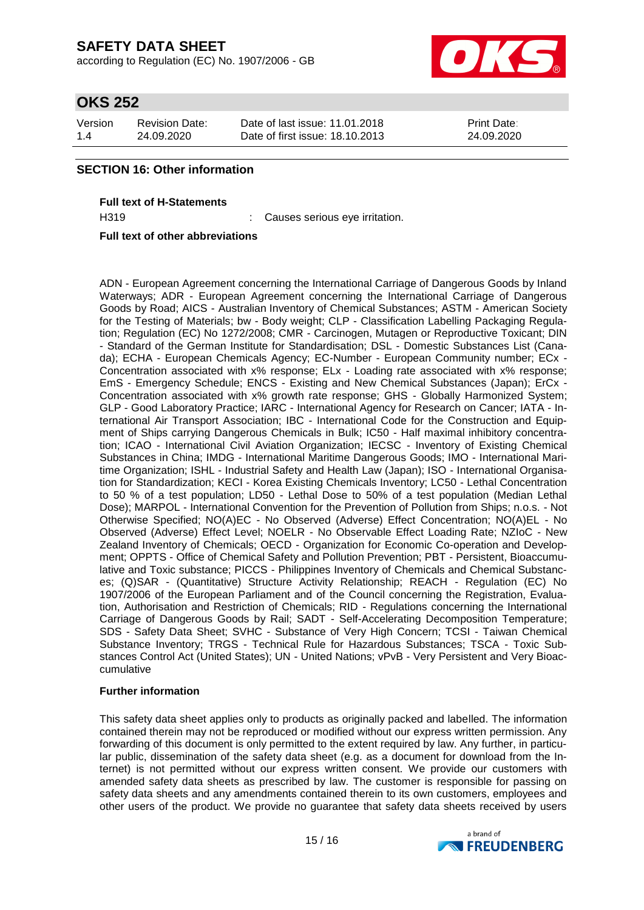## SECTION 16: Other information

**Full text of H-Statements**

H319 : Causes serious eye irritation.

**Full text of other abbreviations**

ADN - European Agreement concerning the International Carriage of Dangerous Goods by Inland Waterways; ADR - European Agreement concerning the International Carriage of Dangerous Goods by Road; AICS - Australian Inventory of Chemical Substances; ASTM - American Society for the Testing of Materials; bw - Body weight; CLP - Classification Labelling Packaging Regulation; Regulation (EC) No 1272/2008; CMR - Carcinogen, Mutagen or Reproductive Toxicant; DIN - Standard of the German Institute for Standardisation; DSL - Domestic Substances List (Canada); ECHA - European Chemicals Agency; EC-Number - European Community number; ECx - Concentration associated with x% response; ELx - Loading rate associated with x% response; EmS - Emergency Schedule; ENCS - Existing and New Chemical Substances (Japan); ErCx - Concentration associated with x% growth rate response; GHS - Globally Harmonized System; GLP - Good Laboratory Practice; IARC - International Agency for Research on Cancer; IATA - International Air Transport Association; IBC - International Code for the Construction and Equipment of Ships carrying Dangerous Chemicals in Bulk; IC50 - Half maximal inhibitory concentration; ICAO - International Civil Aviation Organization; IECSC - Inventory of Existing Chemical Substances in China; IMDG - International Maritime Dangerous Goods; IMO - International Maritime Organization; ISHL - Industrial Safety and Health Law (Japan); ISO - International Organisation for Standardization; KECI - Korea Existing Chemicals Inventory; LC50 - Lethal Concentration to 50 % of a test population; LD50 - Lethal Dose to 50% of a test population (Median Lethal Dose); MARPOL - International Convention for the Prevention of Pollution from Ships; n.o.s. - Not Otherwise Specified; NO(A)EC - No Observed (Adverse) Effect Concentration; NO(A)EL - No Observed (Adverse) Effect Level; NOELR - No Observable Effect Loading Rate; NZIoC - New Zealand Inventory of Chemicals; OECD - Organization for Economic Co-operation and Development; OPPTS - Office of Chemical Safety and Pollution Prevention; PBT - Persistent, Bioaccumulative and Toxic substance; PICCS - Philippines Inventory of Chemicals and Chemical Substances; (Q)SAR - (Quantitative) Structure Activity Relationship; REACH - Regulation (EC) No 1907/2006 of the European Parliament and of the Council concerning the Registration, Evaluation, Authorisation and Restriction of Chemicals; RID - Regulations concerning the International Carriage of Dangerous Goods by Rail; SADT - Self-Accelerating Decomposition Temperature; SDS - Safety Data Sheet; SVHC - Substance of Very High Concern; TCSI - Taiwan Chemical Substance Inventory; TRGS - Technical Rule for Hazardous Substances; TSCA - Toxic Substances Control Act (United States); UN - United Nations; vPvB - Very Persistent and Very Bioaccumulative

**Further information**

This safety data sheet applies only to products as originally packed and labelled. The information contained therein may not be reproduced or modified without our express written permission. Any forwarding of this document is only permitted to the extent required by law. Any further, in particular public, dissemination of the safety data sheet (e.g. as a document for download from the Internet) is not permitted without our express written consent. We provide our customers with amended safety data sheets as prescribed by law. The customer is responsible for passing on safety data sheets and any amendments contained therein to its own customers, employees and other users of the product. We provide no guarantee that safety data sheets received by users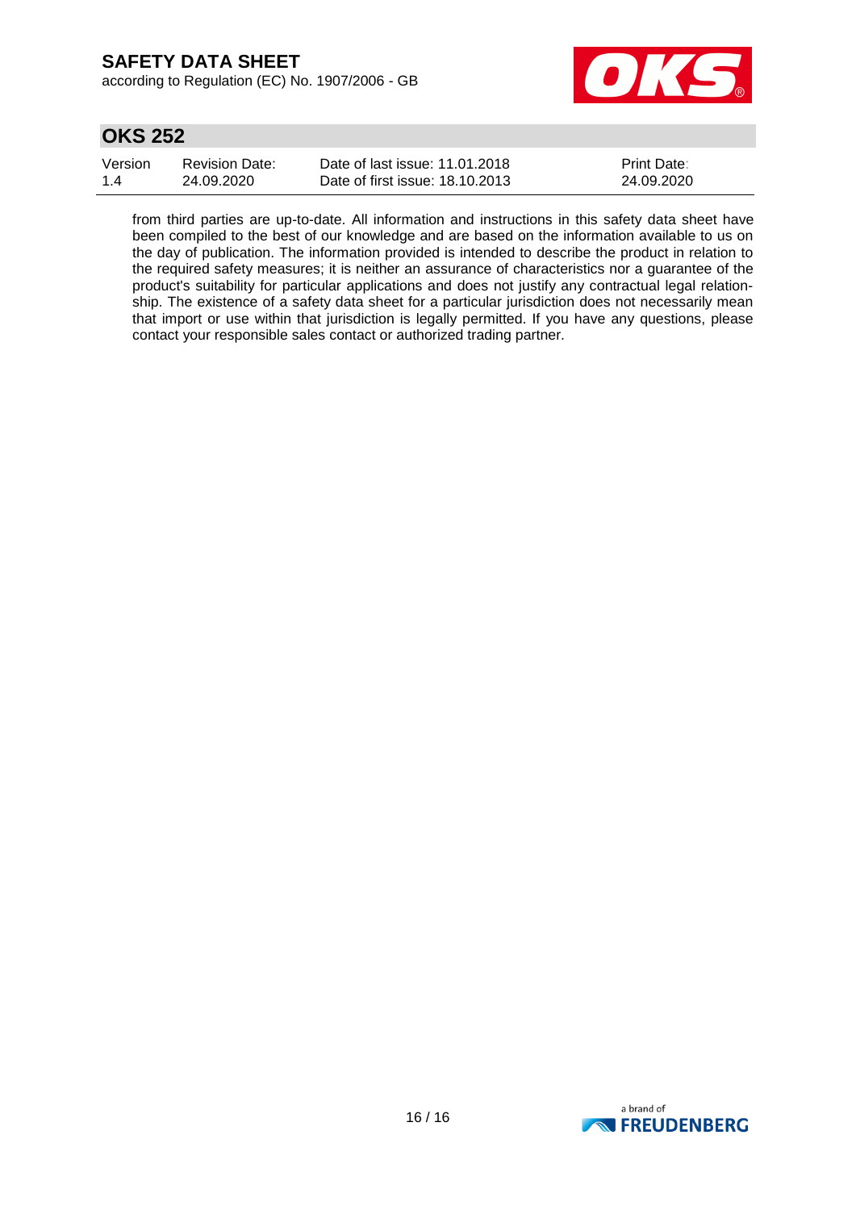from third parties are up-to-date. All information and instructions in this safety data sheet have been compiled to the best of our knowledge and are based on the information available to us on the day of publication. The information provided is intended to describe the product in relation to the required safety measures; it is neither an assurance of characteristics nor a guarantee of the product's suitability for particular applications and does not justify any contractual legal relationship. The existence of a safety data sheet for a particular jurisdiction does not necessarily mean that import or use within that jurisdiction is legally permitted. If you have any questions, please contact your responsible sales contact or authorized trading partner.